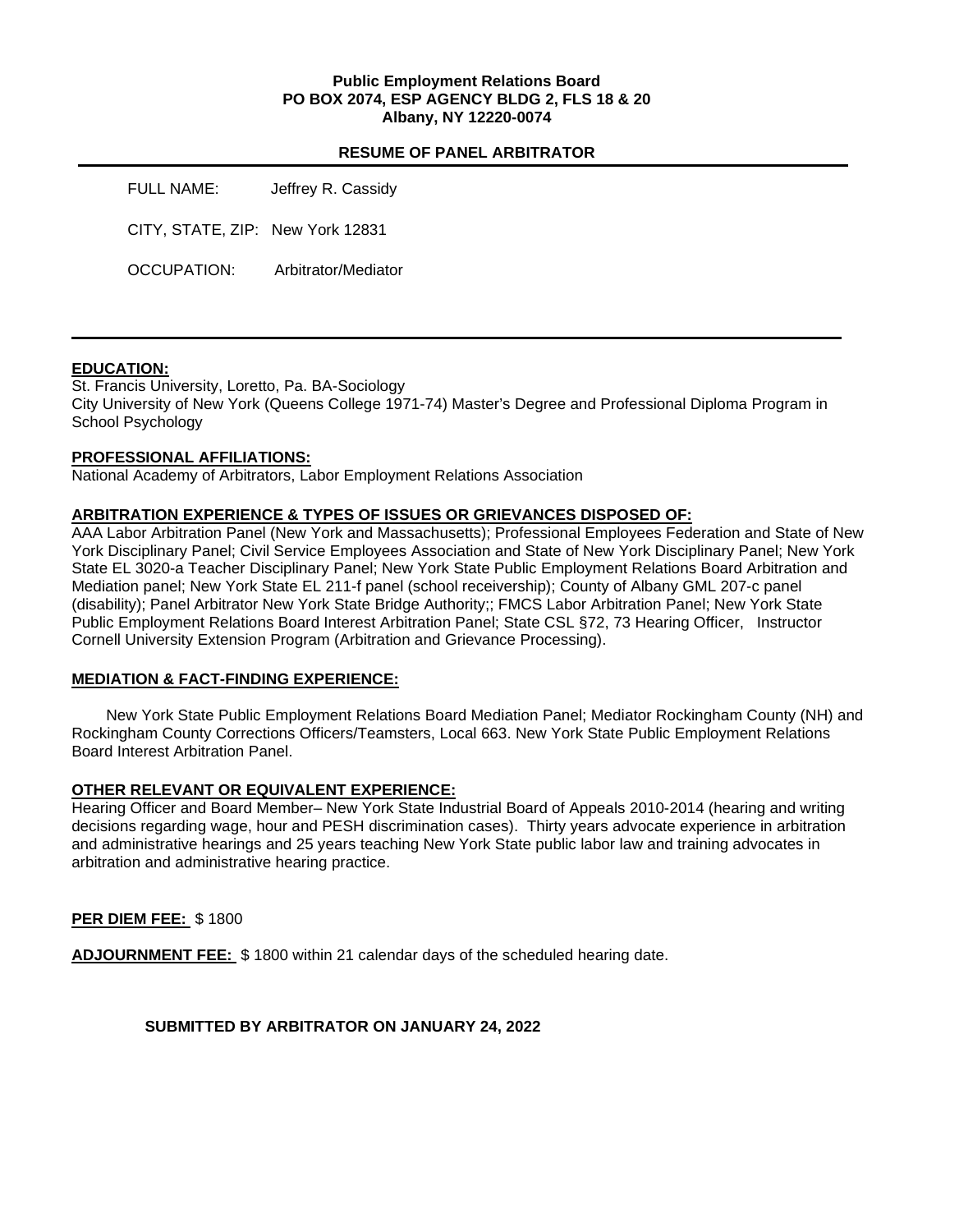**Public Employment Relations Board**
**PO BOX 2074, ESP AGENCY BLDG 2, FLS 18 & 20**
**Albany, NY 12220-0074**

**RESUME OF PANEL ARBITRATOR**

FULL NAME: Jeffrey R. Cassidy

CITY, STATE, ZIP: New York 12831

OCCUPATION: Arbitrator/Mediator

---

**EDUCATION:**

St. Francis University, Loretto, Pa. BA-Sociology
City University of New York (Queens College 1971-74) Master's Degree and Professional Diploma Program in School Psychology

**PROFESSIONAL AFFILIATIONS:**

National Academy of Arbitrators, Labor Employment Relations Association

**ARBITRATION EXPERIENCE & TYPES OF ISSUES OR GRIEVANCES DISPOSED OF:**

AAA Labor Arbitration Panel (New York and Massachusetts); Professional Employees Federation and State of New York Disciplinary Panel; Civil Service Employees Association and State of New York Disciplinary Panel; New York State EL 3020-a Teacher Disciplinary Panel; New York State Public Employment Relations Board Arbitration and Mediation panel; New York State EL 211-f panel (school receivership); County of Albany GML 207-c panel (disability); Panel Arbitrator New York State Bridge Authority;; FMCS Labor Arbitration Panel; New York State Public Employment Relations Board Interest Arbitration Panel; State CSL §72, 73 Hearing Officer, Instructor Cornell University Extension Program (Arbitration and Grievance Processing).

**MEDIATION & FACT-FINDING EXPERIENCE:**

New York State Public Employment Relations Board Mediation Panel; Mediator Rockingham County (NH) and Rockingham County Corrections Officers/Teamsters, Local 663. New York State Public Employment Relations Board Interest Arbitration Panel.

**OTHER RELEVANT OR EQUIVALENT EXPERIENCE:**

Hearing Officer and Board Member– New York State Industrial Board of Appeals 2010-2014 (hearing and writing decisions regarding wage, hour and PESH discrimination cases). Thirty years advocate experience in arbitration and administrative hearings and 25 years teaching New York State public labor law and training advocates in arbitration and administrative hearing practice.

**PER DIEM FEE:** $ 1800

**ADJOURNMENT FEE:** $ 1800 within 21 calendar days of the scheduled hearing date.

**SUBMITTED BY ARBITRATOR ON JANUARY 24, 2022**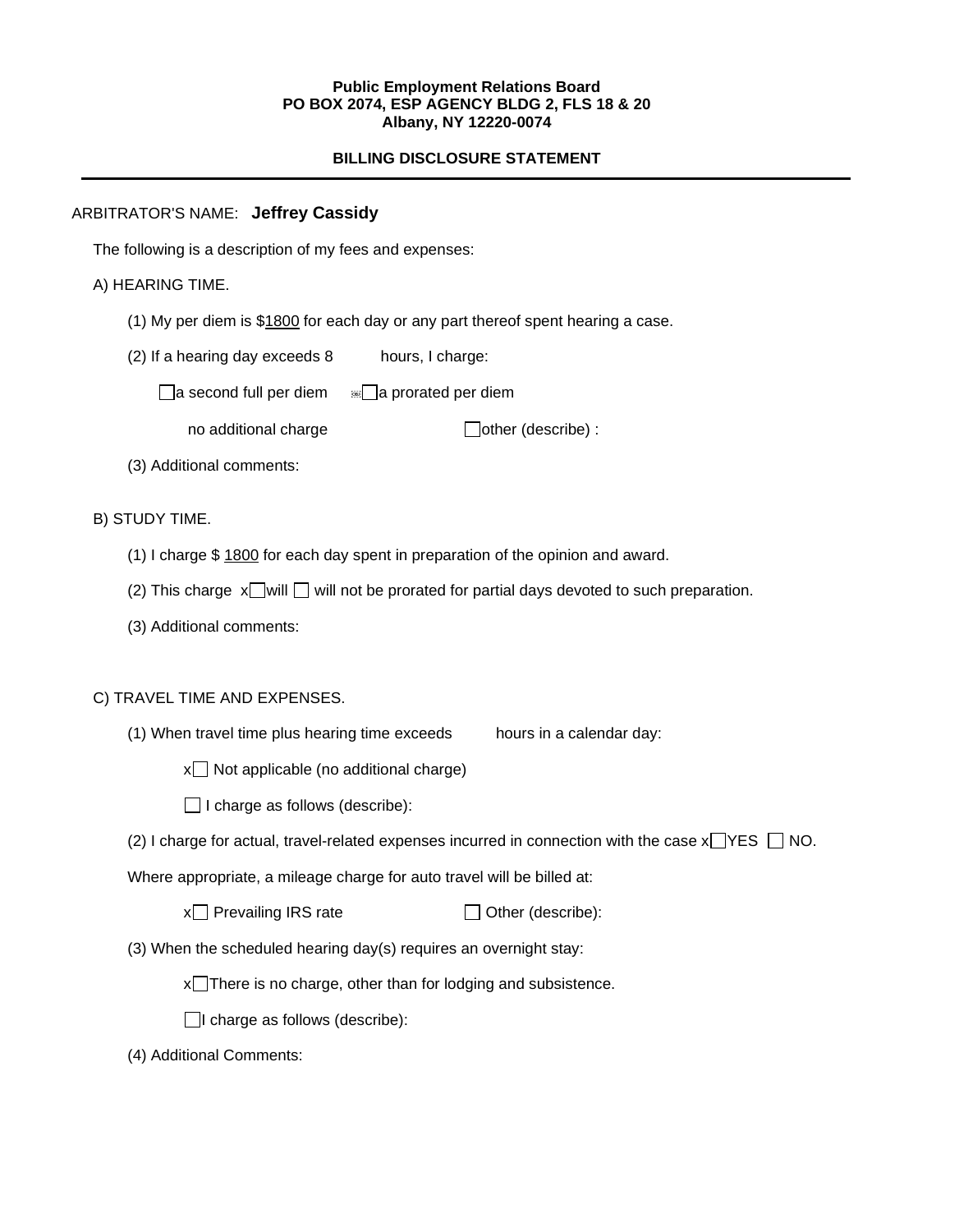**Public Employment Relations Board**
**PO BOX 2074, ESP AGENCY BLDG 2, FLS 18 & 20**
**Albany, NY 12220-0074**

**BILLING DISCLOSURE STATEMENT**

---

ARBITRATOR'S NAME: **Jeffrey Cassidy**

The following is a description of my fees and expenses:

A) HEARING TIME.

(1) My per diem is $1800 for each day or any part thereof spent hearing a case.

(2) If a hearing day exceeds 8 hours, I charge:

☐ a second full per diem ☐ a prorated per diem

no additional charge ☐ other (describe) :

(3) Additional comments:

B) STUDY TIME.

(1) I charge $ 1800 for each day spent in preparation of the opinion and award.

(2) This charge x☐ will ☐ will not be prorated for partial days devoted to such preparation.

(3) Additional comments:

C) TRAVEL TIME AND EXPENSES.

(1) When travel time plus hearing time exceeds hours in a calendar day:

x☐ Not applicable (no additional charge)

☐ I charge as follows (describe):

(2) I charge for actual, travel-related expenses incurred in connection with the case x☐ YES ☐ NO.

Where appropriate, a mileage charge for auto travel will be billed at:

x☐ Prevailing IRS rate ☐ Other (describe):

(3) When the scheduled hearing day(s) requires an overnight stay:

x☐ There is no charge, other than for lodging and subsistence.

☐ I charge as follows (describe):

(4) Additional Comments: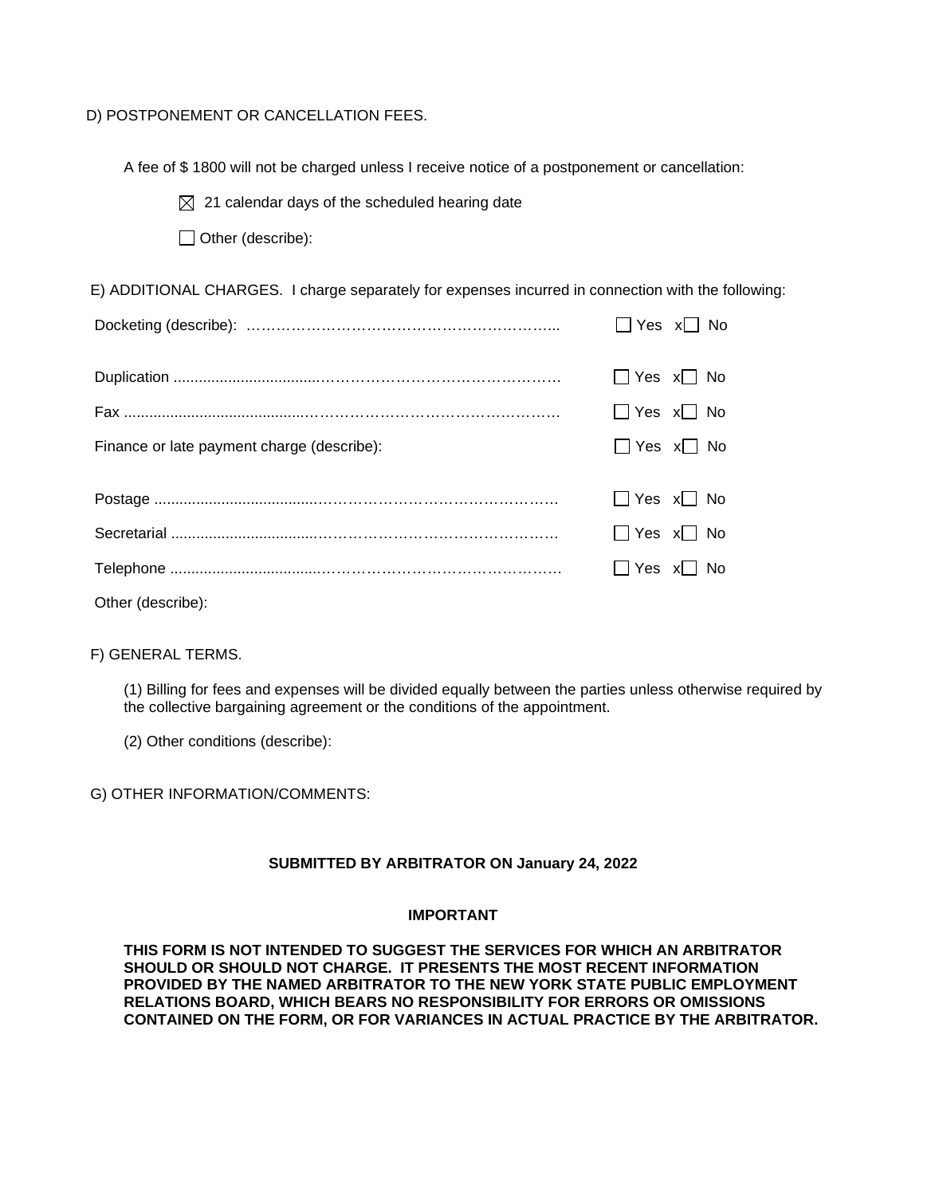D) POSTPONEMENT OR CANCELLATION FEES.

A fee of $ 1800 will not be charged unless I receive notice of a postponement or cancellation:

☒ 21 calendar days of the scheduled hearing date

☐ Other (describe):

E) ADDITIONAL CHARGES. I charge separately for expenses incurred in connection with the following:

| | |
|---|---|
| Docketing (describe): ………………………………………………….. | ☐ Yes x☐ No |
| Duplication ……………………………………………………… | ☐ Yes x☐ No |
| Fax ………………………………………………………………… | ☐ Yes x☐ No |
| Finance or late payment charge (describe): | ☐ Yes x☐ No |
| Postage …………………………………………………………… | ☐ Yes x☐ No |
| Secretarial ………………………………………………………… | ☐ Yes x☐ No |
| Telephone ………………………………………………………… | ☐ Yes x☐ No |

Other (describe):

F) GENERAL TERMS.

(1) Billing for fees and expenses will be divided equally between the parties unless otherwise required by the collective bargaining agreement or the conditions of the appointment.

(2) Other conditions (describe):

G) OTHER INFORMATION/COMMENTS:

**SUBMITTED BY ARBITRATOR ON January 24, 2022**

**IMPORTANT**

**THIS FORM IS NOT INTENDED TO SUGGEST THE SERVICES FOR WHICH AN ARBITRATOR SHOULD OR SHOULD NOT CHARGE. IT PRESENTS THE MOST RECENT INFORMATION PROVIDED BY THE NAMED ARBITRATOR TO THE NEW YORK STATE PUBLIC EMPLOYMENT RELATIONS BOARD, WHICH BEARS NO RESPONSIBILITY FOR ERRORS OR OMISSIONS CONTAINED ON THE FORM, OR FOR VARIANCES IN ACTUAL PRACTICE BY THE ARBITRATOR.**